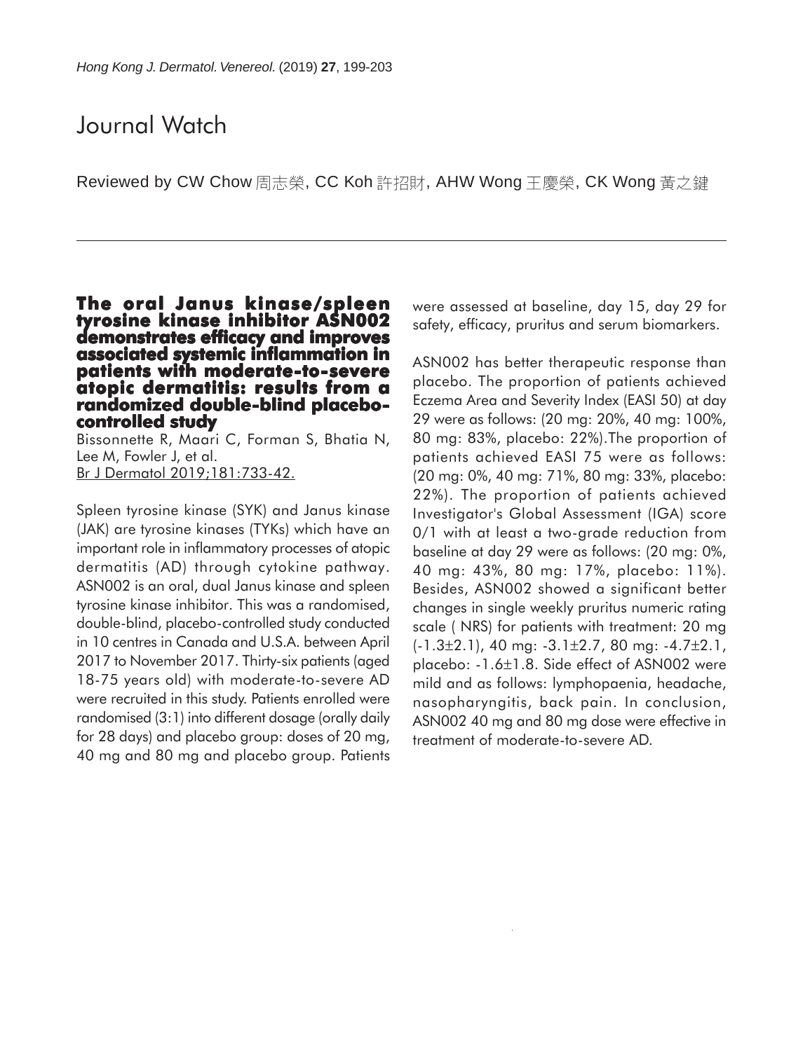# Journal Watch

Reviewed by CW Chow 周志榮, CC Koh 許招財, AHW Wong 王慶榮, CK Wong 黃之鍵

## The oral Janus kinase/spleen tyrosine kinase inhibitor ASN002 demonstrates efficacy and improves associated systemic inflammation in patients with moderate-to-severe atopic dermatitis: results from a randomized double-blind placebo-controlled study

Bissonnette R, Maari C, Forman S, Bhatia N, Lee M, Fowler J, et al.
Br J Dermatol 2019;181:733-42.

Spleen tyrosine kinase (SYK) and Janus kinase (JAK) are tyrosine kinases (TYKs) which have an important role in inflammatory processes of atopic dermatitis (AD) through cytokine pathway. ASN002 is an oral, dual Janus kinase and spleen tyrosine kinase inhibitor. This was a randomised, double-blind, placebo-controlled study conducted in 10 centres in Canada and U.S.A. between April 2017 to November 2017. Thirty-six patients (aged 18-75 years old) with moderate-to-severe AD were recruited in this study. Patients enrolled were randomised (3:1) into different dosage (orally daily for 28 days) and placebo group: doses of 20 mg, 40 mg and 80 mg and placebo group. Patients were assessed at baseline, day 15, day 29 for safety, efficacy, pruritus and serum biomarkers.

ASN002 has better therapeutic response than placebo. The proportion of patients achieved Eczema Area and Severity Index (EASI 50) at day 29 were as follows: (20 mg: 20%, 40 mg: 100%, 80 mg: 83%, placebo: 22%).The proportion of patients achieved EASI 75 were as follows: (20 mg: 0%, 40 mg: 71%, 80 mg: 33%, placebo: 22%). The proportion of patients achieved Investigator's Global Assessment (IGA) score 0/1 with at least a two-grade reduction from baseline at day 29 were as follows: (20 mg: 0%, 40 mg: 43%, 80 mg: 17%, placebo: 11%). Besides, ASN002 showed a significant better changes in single weekly pruritus numeric rating scale ( NRS) for patients with treatment: 20 mg ($-1.3\pm2.1$), 40 mg: $-3.1\pm2.7$, 80 mg: $-4.7\pm2.1$, placebo: $-1.6\pm1.8$. Side effect of ASN002 were mild and as follows: lymphopaenia, headache, nasopharyngitis, back pain. In conclusion, ASN002 40 mg and 80 mg dose were effective in treatment of moderate-to-severe AD.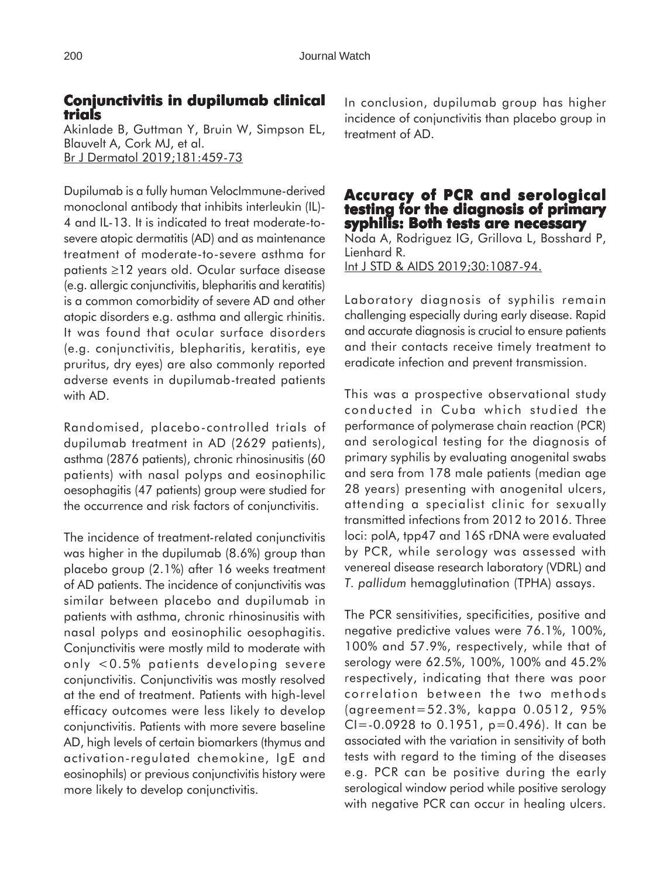## Conjunctivitis in dupilumab clinical trials

Akinlade B, Guttman Y, Bruin W, Simpson EL, Blauvelt A, Cork MJ, et al.
Br J Dermatol 2019;181:459-73

Dupilumab is a fully human VelocImmune-derived monoclonal antibody that inhibits interleukin (IL)-4 and IL-13. It is indicated to treat moderate-to-severe atopic dermatitis (AD) and as maintenance treatment of moderate-to-severe asthma for patients ≥12 years old. Ocular surface disease (e.g. allergic conjunctivitis, blepharitis and keratitis) is a common comorbidity of severe AD and other atopic disorders e.g. asthma and allergic rhinitis. It was found that ocular surface disorders (e.g. conjunctivitis, blepharitis, keratitis, eye pruritus, dry eyes) are also commonly reported adverse events in dupilumab-treated patients with AD.

Randomised, placebo-controlled trials of dupilumab treatment in AD (2629 patients), asthma (2876 patients), chronic rhinosinusitis (60 patients) with nasal polyps and eosinophilic oesophagitis (47 patients) group were studied for the occurrence and risk factors of conjunctivitis.

The incidence of treatment-related conjunctivitis was higher in the dupilumab (8.6%) group than placebo group (2.1%) after 16 weeks treatment of AD patients. The incidence of conjunctivitis was similar between placebo and dupilumab in patients with asthma, chronic rhinosinusitis with nasal polyps and eosinophilic oesophagitis. Conjunctivitis were mostly mild to moderate with only <0.5% patients developing severe conjunctivitis. Conjunctivitis was mostly resolved at the end of treatment. Patients with high-level efficacy outcomes were less likely to develop conjunctivitis. Patients with more severe baseline AD, high levels of certain biomarkers (thymus and activation-regulated chemokine, IgE and eosinophils) or previous conjunctivitis history were more likely to develop conjunctivitis.

In conclusion, dupilumab group has higher incidence of conjunctivitis than placebo group in treatment of AD.

## Accuracy of PCR and serological testing for the diagnosis of primary syphilis: Both tests are necessary

Noda A, Rodriguez IG, Grillova L, Bosshard P, Lienhard R.
Int J STD & AIDS 2019;30:1087-94.

Laboratory diagnosis of syphilis remain challenging especially during early disease. Rapid and accurate diagnosis is crucial to ensure patients and their contacts receive timely treatment to eradicate infection and prevent transmission.

This was a prospective observational study conducted in Cuba which studied the performance of polymerase chain reaction (PCR) and serological testing for the diagnosis of primary syphilis by evaluating anogenital swabs and sera from 178 male patients (median age 28 years) presenting with anogenital ulcers, attending a specialist clinic for sexually transmitted infections from 2012 to 2016. Three loci: polA, tpp47 and 16S rDNA were evaluated by PCR, while serology was assessed with venereal disease research laboratory (VDRL) and *T. pallidum* hemagglutination (TPHA) assays.

The PCR sensitivities, specificities, positive and negative predictive values were 76.1%, 100%, 100% and 57.9%, respectively, while that of serology were 62.5%, 100%, 100% and 45.2% respectively, indicating that there was poor correlation between the two methods (agreement=52.3%, kappa 0.0512, 95% CI=-0.0928 to 0.1951, p=0.496). It can be associated with the variation in sensitivity of both tests with regard to the timing of the diseases e.g. PCR can be positive during the early serological window period while positive serology with negative PCR can occur in healing ulcers.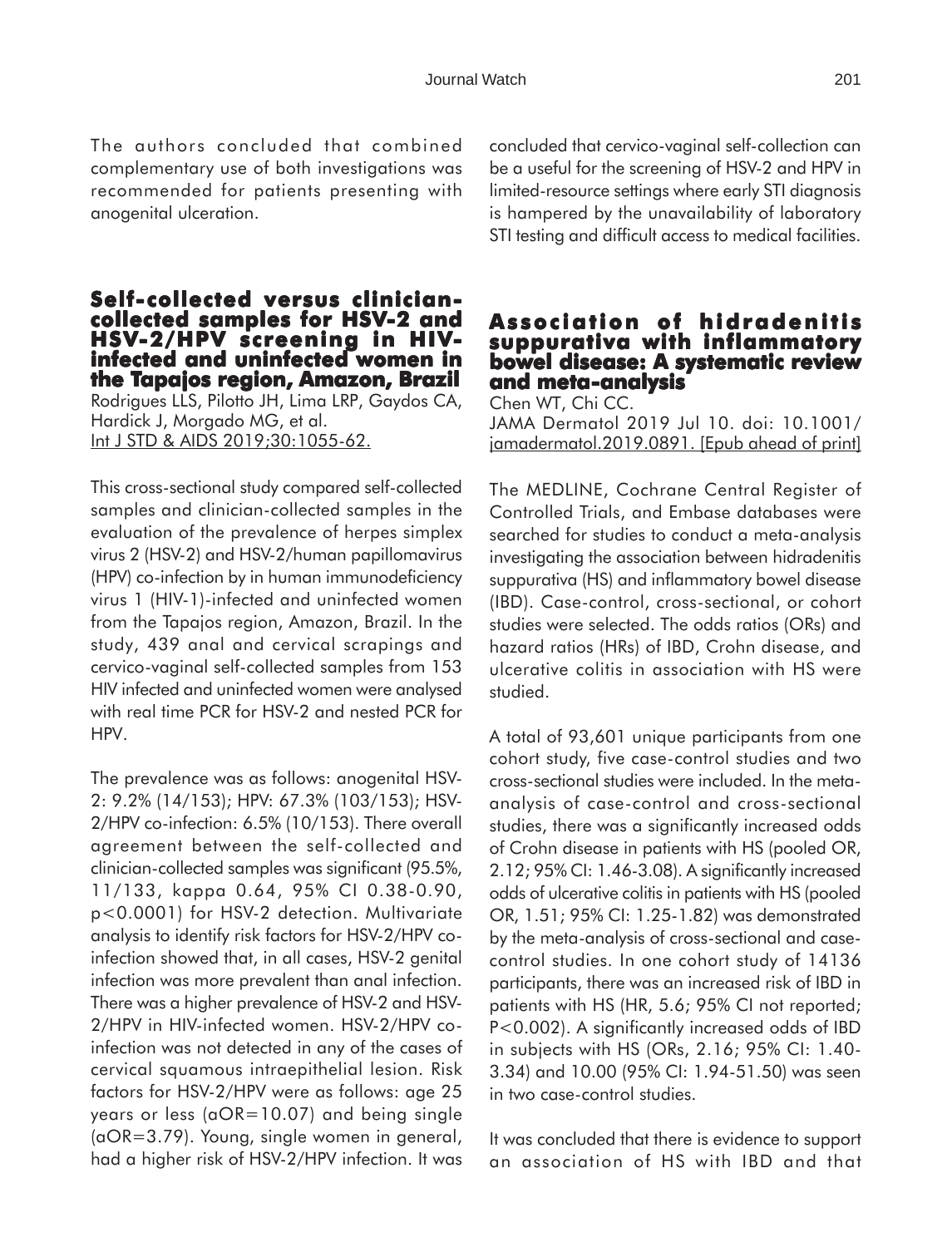The authors concluded that combined complementary use of both investigations was recommended for patients presenting with anogenital ulceration.

## Self-collected versus clinician-collected samples for HSV-2 and HSV-2/HPV screening in HIV-infected and uninfected women in the Tapajos region, Amazon, Brazil

Rodrigues LLS, Pilotto JH, Lima LRP, Gaydos CA, Hardick J, Morgado MG, et al.
Int J STD & AIDS 2019;30:1055-62.

This cross-sectional study compared self-collected samples and clinician-collected samples in the evaluation of the prevalence of herpes simplex virus 2 (HSV-2) and HSV-2/human papillomavirus (HPV) co-infection by in human immunodeficiency virus 1 (HIV-1)-infected and uninfected women from the Tapajos region, Amazon, Brazil. In the study, 439 anal and cervical scrapings and cervico-vaginal self-collected samples from 153 HIV infected and uninfected women were analysed with real time PCR for HSV-2 and nested PCR for HPV.

The prevalence was as follows: anogenital HSV-2: 9.2% (14/153); HPV: 67.3% (103/153); HSV-2/HPV co-infection: 6.5% (10/153). There overall agreement between the self-collected and clinician-collected samples was significant (95.5%, 11/133, kappa 0.64, 95% CI 0.38-0.90, p<0.0001) for HSV-2 detection. Multivariate analysis to identify risk factors for HSV-2/HPV co-infection showed that, in all cases, HSV-2 genital infection was more prevalent than anal infection. There was a higher prevalence of HSV-2 and HSV-2/HPV in HIV-infected women. HSV-2/HPV co-infection was not detected in any of the cases of cervical squamous intraepithelial lesion. Risk factors for HSV-2/HPV were as follows: age 25 years or less (aOR=10.07) and being single (aOR=3.79). Young, single women in general, had a higher risk of HSV-2/HPV infection. It was concluded that cervico-vaginal self-collection can be a useful for the screening of HSV-2 and HPV in limited-resource settings where early STI diagnosis is hampered by the unavailability of laboratory STI testing and difficult access to medical facilities.

## Association of hidradenitis suppurativa with inflammatory bowel disease: A systematic review and meta-analysis

Chen WT, Chi CC.
JAMA Dermatol 2019 Jul 10. doi: 10.1001/jamadermatol.2019.0891. [Epub ahead of print]

The MEDLINE, Cochrane Central Register of Controlled Trials, and Embase databases were searched for studies to conduct a meta-analysis investigating the association between hidradenitis suppurativa (HS) and inflammatory bowel disease (IBD). Case-control, cross-sectional, or cohort studies were selected. The odds ratios (ORs) and hazard ratios (HRs) of IBD, Crohn disease, and ulcerative colitis in association with HS were studied.

A total of 93,601 unique participants from one cohort study, five case-control studies and two cross-sectional studies were included. In the meta-analysis of case-control and cross-sectional studies, there was a significantly increased odds of Crohn disease in patients with HS (pooled OR, 2.12; 95% CI: 1.46-3.08). A significantly increased odds of ulcerative colitis in patients with HS (pooled OR, 1.51; 95% CI: 1.25-1.82) was demonstrated by the meta-analysis of cross-sectional and case-control studies. In one cohort study of 14136 participants, there was an increased risk of IBD in patients with HS (HR, 5.6; 95% CI not reported; P<0.002). A significantly increased odds of IBD in subjects with HS (ORs, 2.16; 95% CI: 1.40-3.34) and 10.00 (95% CI: 1.94-51.50) was seen in two case-control studies.

It was concluded that there is evidence to support an association of HS with IBD and that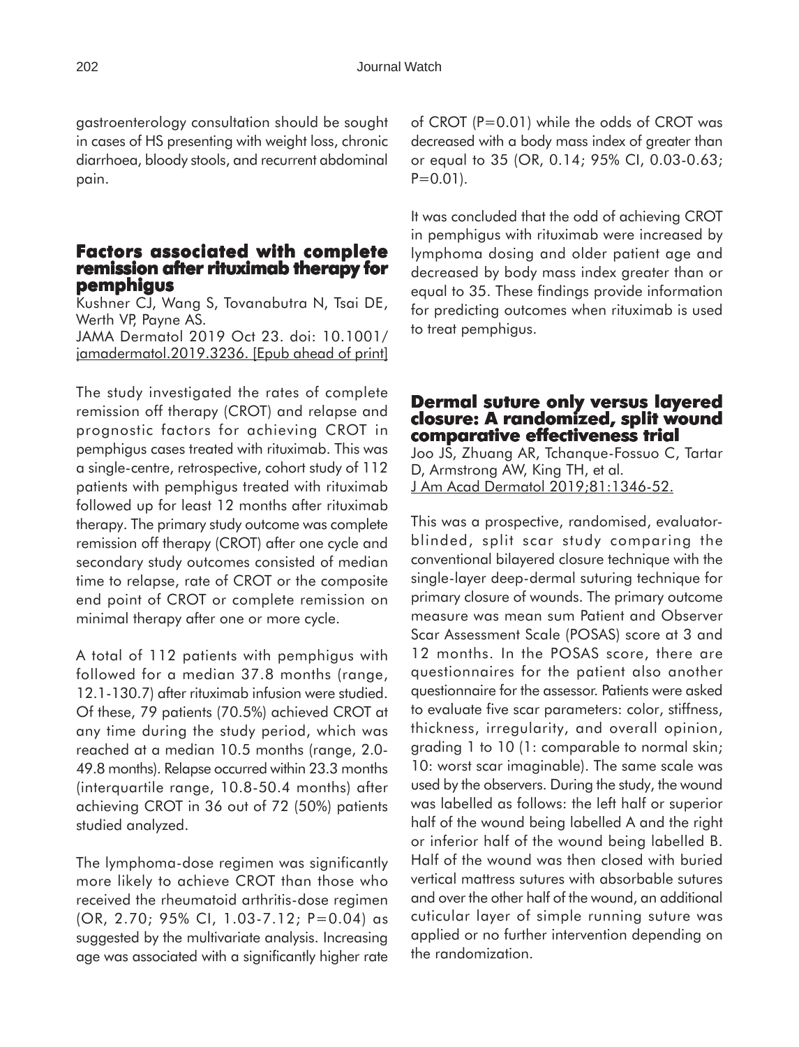gastroenterology consultation should be sought in cases of HS presenting with weight loss, chronic diarrhoea, bloody stools, and recurrent abdominal pain.

## Factors associated with complete remission after rituximab therapy for pemphigus

Kushner CJ, Wang S, Tovanabutra N, Tsai DE, Werth VP, Payne AS.
JAMA Dermatol 2019 Oct 23. doi: 10.1001/jamadermatol.2019.3236. [Epub ahead of print]

The study investigated the rates of complete remission off therapy (CROT) and relapse and prognostic factors for achieving CROT in pemphigus cases treated with rituximab. This was a single-centre, retrospective, cohort study of 112 patients with pemphigus treated with rituximab followed up for least 12 months after rituximab therapy. The primary study outcome was complete remission off therapy (CROT) after one cycle and secondary study outcomes consisted of median time to relapse, rate of CROT or the composite end point of CROT or complete remission on minimal therapy after one or more cycle.

A total of 112 patients with pemphigus with followed for a median 37.8 months (range, 12.1-130.7) after rituximab infusion were studied. Of these, 79 patients (70.5%) achieved CROT at any time during the study period, which was reached at a median 10.5 months (range, 2.0-49.8 months). Relapse occurred within 23.3 months (interquartile range, 10.8-50.4 months) after achieving CROT in 36 out of 72 (50%) patients studied analyzed.

The lymphoma-dose regimen was significantly more likely to achieve CROT than those who received the rheumatoid arthritis-dose regimen (OR, 2.70; 95% CI, 1.03-7.12; P=0.04) as suggested by the multivariate analysis. Increasing age was associated with a significantly higher rate of CROT (P=0.01) while the odds of CROT was decreased with a body mass index of greater than or equal to 35 (OR, 0.14; 95% CI, 0.03-0.63; P=0.01).

It was concluded that the odd of achieving CROT in pemphigus with rituximab were increased by lymphoma dosing and older patient age and decreased by body mass index greater than or equal to 35. These findings provide information for predicting outcomes when rituximab is used to treat pemphigus.

## Dermal suture only versus layered closure: A randomized, split wound comparative effectiveness trial

Joo JS, Zhuang AR, Tchanque-Fossuo C, Tartar D, Armstrong AW, King TH, et al.
J Am Acad Dermatol 2019;81:1346-52.

This was a prospective, randomised, evaluator-blinded, split scar study comparing the conventional bilayered closure technique with the single-layer deep-dermal suturing technique for primary closure of wounds. The primary outcome measure was mean sum Patient and Observer Scar Assessment Scale (POSAS) score at 3 and 12 months. In the POSAS score, there are questionnaires for the patient also another questionnaire for the assessor. Patients were asked to evaluate five scar parameters: color, stiffness, thickness, irregularity, and overall opinion, grading 1 to 10 (1: comparable to normal skin; 10: worst scar imaginable). The same scale was used by the observers. During the study, the wound was labelled as follows: the left half or superior half of the wound being labelled A and the right or inferior half of the wound being labelled B. Half of the wound was then closed with buried vertical mattress sutures with absorbable sutures and over the other half of the wound, an additional cuticular layer of simple running suture was applied or no further intervention depending on the randomization.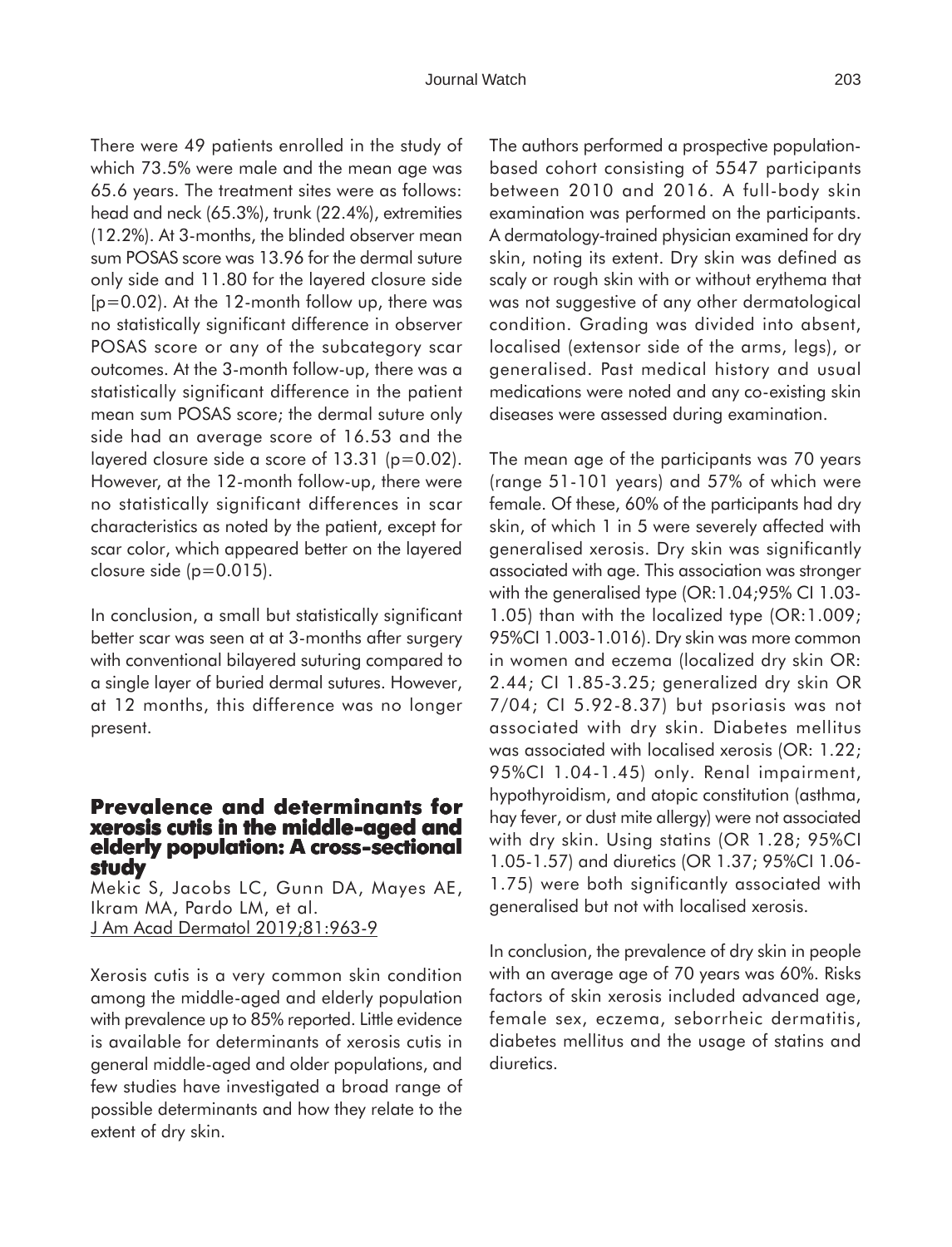There were 49 patients enrolled in the study of which 73.5% were male and the mean age was 65.6 years. The treatment sites were as follows: head and neck (65.3%), trunk (22.4%), extremities (12.2%). At 3-months, the blinded observer mean sum POSAS score was 13.96 for the dermal suture only side and 11.80 for the layered closure side [p=0.02). At the 12-month follow up, there was no statistically significant difference in observer POSAS score or any of the subcategory scar outcomes. At the 3-month follow-up, there was a statistically significant difference in the patient mean sum POSAS score; the dermal suture only side had an average score of 16.53 and the layered closure side a score of 13.31 (p=0.02). However, at the 12-month follow-up, there were no statistically significant differences in scar characteristics as noted by the patient, except for scar color, which appeared better on the layered closure side (p=0.015).

In conclusion, a small but statistically significant better scar was seen at at 3-months after surgery with conventional bilayered suturing compared to a single layer of buried dermal sutures. However, at 12 months, this difference was no longer present.

## Prevalence and determinants for xerosis cutis in the middle-aged and elderly population: A cross-sectional study

Mekic S, Jacobs LC, Gunn DA, Mayes AE, Ikram MA, Pardo LM, et al.
J Am Acad Dermatol 2019;81:963-9

Xerosis cutis is a very common skin condition among the middle-aged and elderly population with prevalence up to 85% reported. Little evidence is available for determinants of xerosis cutis in general middle-aged and older populations, and few studies have investigated a broad range of possible determinants and how they relate to the extent of dry skin.

The authors performed a prospective population-based cohort consisting of 5547 participants between 2010 and 2016. A full-body skin examination was performed on the participants. A dermatology-trained physician examined for dry skin, noting its extent. Dry skin was defined as scaly or rough skin with or without erythema that was not suggestive of any other dermatological condition. Grading was divided into absent, localised (extensor side of the arms, legs), or generalised. Past medical history and usual medications were noted and any co-existing skin diseases were assessed during examination.

The mean age of the participants was 70 years (range 51-101 years) and 57% of which were female. Of these, 60% of the participants had dry skin, of which 1 in 5 were severely affected with generalised xerosis. Dry skin was significantly associated with age. This association was stronger with the generalised type (OR:1.04;95% CI 1.03-1.05) than with the localized type (OR:1.009; 95%CI 1.003-1.016). Dry skin was more common in women and eczema (localized dry skin OR: 2.44; CI 1.85-3.25; generalized dry skin OR 7/04; CI 5.92-8.37) but psoriasis was not associated with dry skin. Diabetes mellitus was associated with localised xerosis (OR: 1.22; 95%CI 1.04-1.45) only. Renal impairment, hypothyroidism, and atopic constitution (asthma, hay fever, or dust mite allergy) were not associated with dry skin. Using statins (OR 1.28; 95%CI 1.05-1.57) and diuretics (OR 1.37; 95%CI 1.06-1.75) were both significantly associated with generalised but not with localised xerosis.

In conclusion, the prevalence of dry skin in people with an average age of 70 years was 60%. Risks factors of skin xerosis included advanced age, female sex, eczema, seborrheic dermatitis, diabetes mellitus and the usage of statins and diuretics.